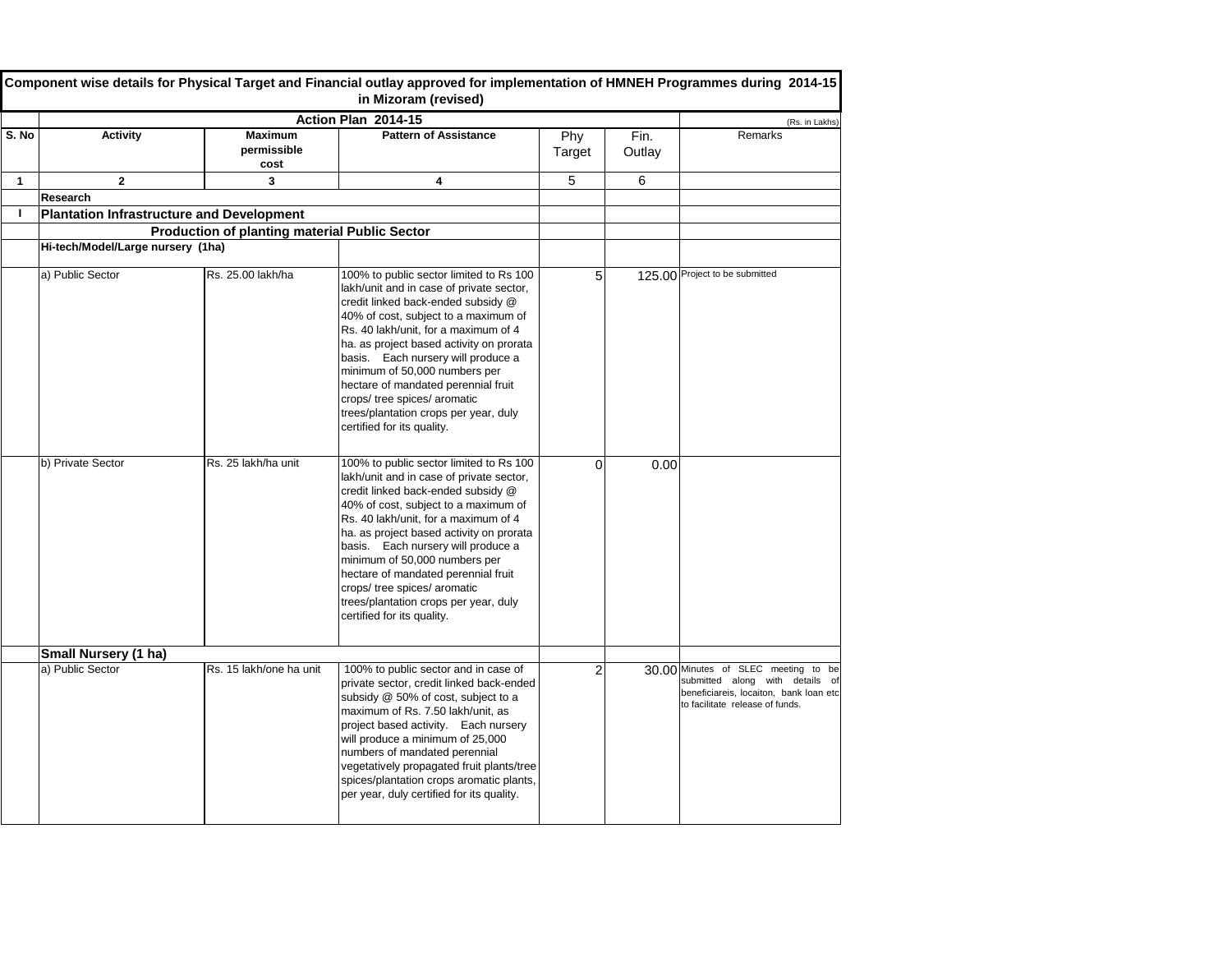# Component wise details for Physical Target and Financial outlay approved for implementation of HMNEH Programmes during 2014-15 in Mizoram (revised)

| | Action Plan 2014-15 | | | | | (Rs. in Lakhs) |
|---|---|---|---|---|---|---|
| **S. No** | **Activity** | **Maximum permissible cost** | **Pattern of Assistance** | Phy Target | Fin. Outlay | Remarks |
| **1** | **2** | **3** | **4** | 5 | 6 | |
| | **Research** | | | | | |
| **I** | **Plantation Infrastructure and Development** | | | | | |
| | | **Production of planting material Public Sector** | | | | |
| | **Hi-tech/Model/Large nursery (1ha)** | | | | | |
| | a) Public Sector | Rs. 25.00 lakh/ha | 100% to public sector limited to Rs 100 lakh/unit and in case of private sector, credit linked back-ended subsidy @ 40% of cost, subject to a maximum of Rs. 40 lakh/unit, for a maximum of 4 ha. as project based activity on prorata basis. Each nursery will produce a minimum of 50,000 numbers per hectare of mandated perennial fruit crops/ tree spices/ aromatic trees/plantation crops per year, duly certified for its quality. | 5 | 125.00 | Project to be submitted |
| | b) Private Sector | Rs. 25 lakh/ha unit | 100% to public sector limited to Rs 100 lakh/unit and in case of private sector, credit linked back-ended subsidy @ 40% of cost, subject to a maximum of Rs. 40 lakh/unit, for a maximum of 4 ha. as project based activity on prorata basis. Each nursery will produce a minimum of 50,000 numbers per hectare of mandated perennial fruit crops/ tree spices/ aromatic trees/plantation crops per year, duly certified for its quality. | 0 | 0.00 | |
| | **Small Nursery (1 ha)** | | | | | |
| | a) Public Sector | Rs. 15 lakh/one ha unit | 100% to public sector and in case of private sector, credit linked back-ended subsidy @ 50% of cost, subject to a maximum of Rs. 7.50 lakh/unit, as project based activity. Each nursery will produce a minimum of 25,000 numbers of mandated perennial vegetatively propagated fruit plants/tree spices/plantation crops aromatic plants, per year, duly certified for its quality. | 2 | 30.00 | Minutes of SLEC meeting to be submitted along with details of beneficiareis, locaiton, bank loan etc to facilitate release of funds. |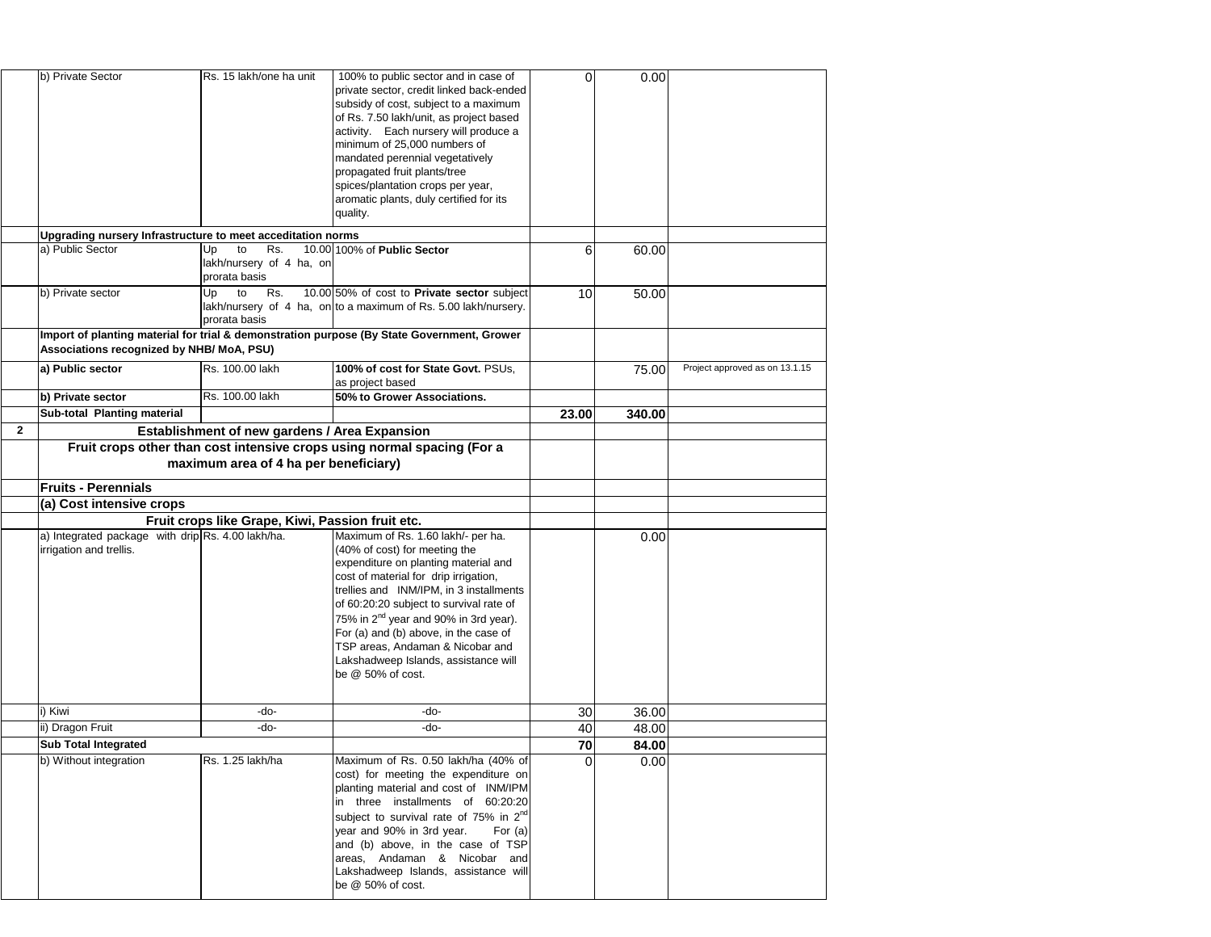| | | | | | | |
|---|---|---|---|---|---|---|
| | b) Private Sector | Rs. 15 lakh/one ha unit | 100% to public sector and in case of private sector, credit linked back-ended subsidy of cost, subject to a maximum of Rs. 7.50 lakh/unit, as project based activity. Each nursery will produce a minimum of 25,000 numbers of mandated perennial vegetatively propagated fruit plants/tree spices/plantation crops per year, aromatic plants, duly certified for its quality. | 0 | 0.00 | |
| | **Upgrading nursery Infrastructure to meet acceditation norms** | | | | | |
| | a) Public Sector | Up to Rs. 10.00 lakh/nursery of 4 ha, on prorata basis | 100% of **Public Sector** | 6 | 60.00 | |
| | b) Private sector | Up to Rs. 10.00 lakh/nursery of 4 ha, on prorata basis | 50% of cost to **Private sector** subject to a maximum of Rs. 5.00 lakh/nursery. | 10 | 50.00 | |
| | **Import of planting material for trial & demonstration purpose (By State Government, Grower Associations recognized by NHB/ MoA, PSU)** | | | | | |
| | **a) Public sector** | Rs. 100.00 lakh | **100% of cost for State Govt.** PSUs, as project based | | 75.00 | Project approved as on 13.1.15 |
| | **b) Private sector** | Rs. 100.00 lakh | **50% to Grower Associations.** | | | |
| | **Sub-total Planting material** | | | **23.00** | **340.00** | |
| **2** | **Establishment of new gardens / Area Expansion** | | | | | |
| | **Fruit crops other than cost intensive crops using normal spacing (For a maximum area of 4 ha per beneficiary)** | | | | | |
| | **Fruits - Perennials** | | | | | |
| | **(a) Cost intensive crops** | | | | | |
| | **Fruit crops like Grape, Kiwi, Passion fruit etc.** | | | | | |
| | a) Integrated package with drip irrigation and trellis. | Rs. 4.00 lakh/ha. | Maximum of Rs. 1.60 lakh/- per ha. (40% of cost) for meeting the expenditure on planting material and cost of material for drip irrigation, trellies and INM/IPM, in 3 installments of 60:20:20 subject to survival rate of 75% in 2nd year and 90% in 3rd year). For (a) and (b) above, in the case of TSP areas, Andaman & Nicobar and Lakshadweep Islands, assistance will be @ 50% of cost. | | 0.00 | |
| | i) Kiwi | -do- | -do- | 30 | 36.00 | |
| | ii) Dragon Fruit | -do- | -do- | 40 | 48.00 | |
| | **Sub Total Integrated** | | | **70** | **84.00** | |
| | b) Without integration | Rs. 1.25 lakh/ha | Maximum of Rs. 0.50 lakh/ha (40% of cost) for meeting the expenditure on planting material and cost of INM/IPM in three installments of 60:20:20 subject to survival rate of 75% in 2nd year and 90% in 3rd year. For (a) and (b) above, in the case of TSP areas, Andaman & Nicobar and Lakshadweep Islands, assistance will be @ 50% of cost. | 0 | 0.00 | |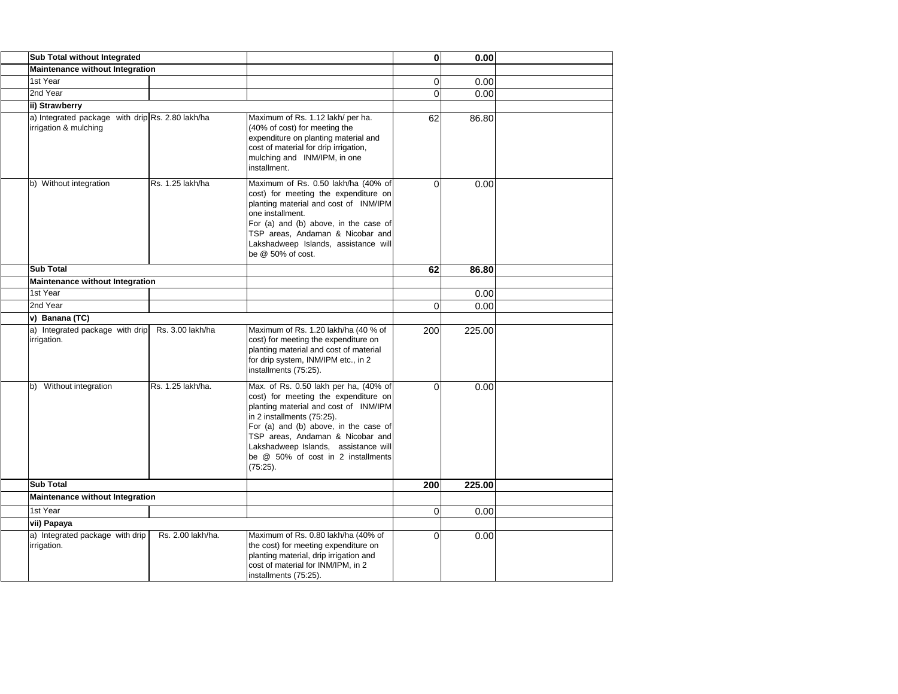| | | | | | | |
|---|---|---|---|---|---|---|
| | **Sub Total without Integrated** | | | **0** | **0.00** | |
| | **Maintenance without Integration** | | | | | |
| | 1st Year | | | 0 | 0.00 | |
| | 2nd Year | | | 0 | 0.00 | |
| | **ii) Strawberry** | | | | | |
| | a) Integrated package with drip irrigation & mulching | Rs. 2.80 lakh/ha | Maximum of Rs. 1.12 lakh/ per ha. (40% of cost) for meeting the expenditure on planting material and cost of material for drip irrigation, mulching and INM/IPM, in one installment. | 62 | 86.80 | |
| | b) Without integration | Rs. 1.25 lakh/ha | Maximum of Rs. 0.50 lakh/ha (40% of cost) for meeting the expenditure on planting material and cost of INM/IPM one installment. For (a) and (b) above, in the case of TSP areas, Andaman & Nicobar and Lakshadweep Islands, assistance will be @ 50% of cost. | 0 | 0.00 | |
| | **Sub Total** | | | **62** | **86.80** | |
| | **Maintenance without Integration** | | | | | |
| | 1st Year | | | | 0.00 | |
| | 2nd Year | | | 0 | 0.00 | |
| | **v) Banana (TC)** | | | | | |
| | a) Integrated package with drip irrigation. | Rs. 3.00 lakh/ha | Maximum of Rs. 1.20 lakh/ha (40 % of cost) for meeting the expenditure on planting material and cost of material for drip system, INM/IPM etc., in 2 installments (75:25). | 200 | 225.00 | |
| | b) Without integration | Rs. 1.25 lakh/ha. | Max. of Rs. 0.50 lakh per ha, (40% of cost) for meeting the expenditure on planting material and cost of INM/IPM in 2 installments (75:25). For (a) and (b) above, in the case of TSP areas, Andaman & Nicobar and Lakshadweep Islands, assistance will be @ 50% of cost in 2 installments (75:25). | 0 | 0.00 | |
| | **Sub Total** | | | **200** | **225.00** | |
| | **Maintenance without Integration** | | | | | |
| | 1st Year | | | 0 | 0.00 | |
| | **vii) Papaya** | | | | | |
| | a) Integrated package with drip irrigation. | Rs. 2.00 lakh/ha. | Maximum of Rs. 0.80 lakh/ha (40% of the cost) for meeting expenditure on planting material, drip irrigation and cost of material for INM/IPM, in 2 installments (75:25). | 0 | 0.00 | |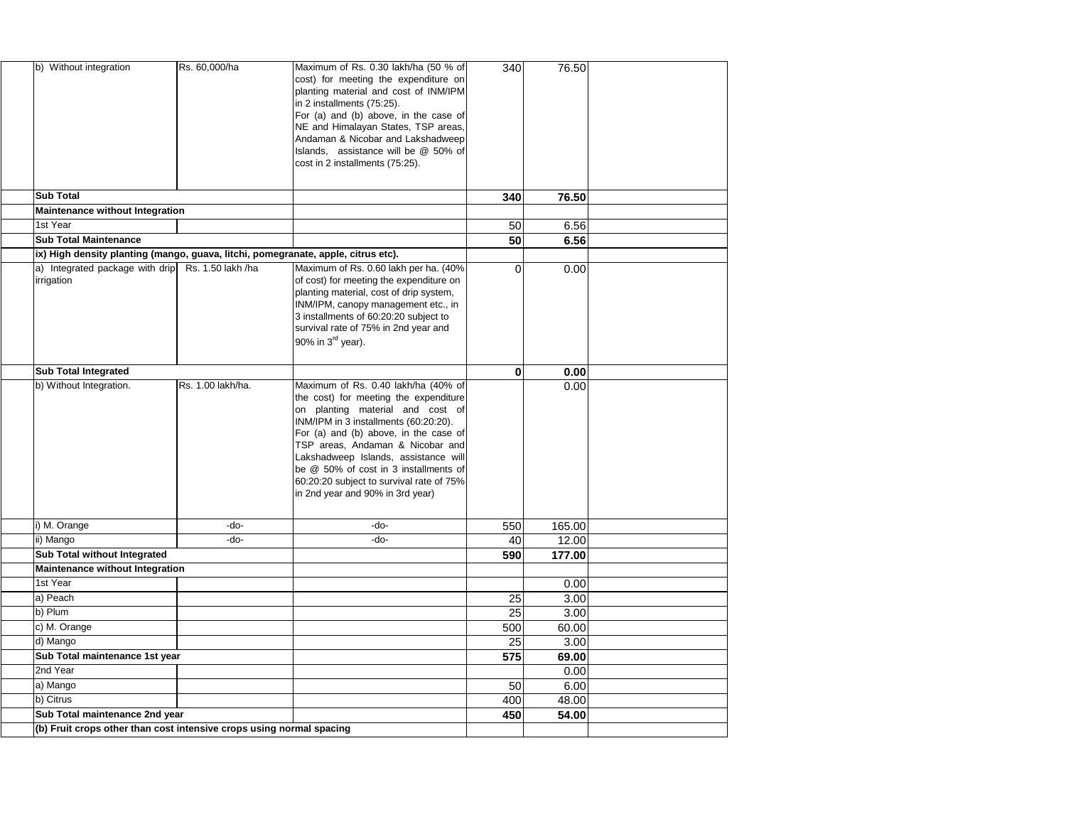| | | | | | |
|---|---|---|---|---|---|
| b) Without integration | Rs. 60,000/ha | Maximum of Rs. 0.30 lakh/ha (50 % of cost) for meeting the expenditure on planting material and cost of INM/IPM in 2 installments (75:25). For (a) and (b) above, in the case of NE and Himalayan States, TSP areas, Andaman & Nicobar and Lakshadweep Islands, assistance will be @ 50% of cost in 2 installments (75:25). | 340 | 76.50 | |
| **Sub Total** | | | **340** | **76.50** | |
| **Maintenance without Integration** | | | | | |
| 1st Year | | | 50 | 6.56 | |
| **Sub Total Maintenance** | | | **50** | **6.56** | |
| **ix) High density planting (mango, guava, litchi, pomegranate, apple, citrus etc).** | | | | | |
| a) Integrated package with drip irrigation | Rs. 1.50 lakh /ha | Maximum of Rs. 0.60 lakh per ha. (40% of cost) for meeting the expenditure on planting material, cost of drip system, INM/IPM, canopy management etc., in 3 installments of 60:20:20 subject to survival rate of 75% in 2nd year and 90% in 3rd year). | 0 | 0.00 | |
| **Sub Total Integrated** | | | **0** | **0.00** | |
| b) Without Integration. | Rs. 1.00 lakh/ha. | Maximum of Rs. 0.40 lakh/ha (40% of the cost) for meeting the expenditure on planting material and cost of INM/IPM in 3 installments (60:20:20). For (a) and (b) above, in the case of TSP areas, Andaman & Nicobar and Lakshadweep Islands, assistance will be @ 50% of cost in 3 installments of 60:20:20 subject to survival rate of 75% in 2nd year and 90% in 3rd year) | | 0.00 | |
| i) M. Orange | -do- | -do- | 550 | 165.00 | |
| ii) Mango | -do- | -do- | 40 | 12.00 | |
| **Sub Total without Integrated** | | | **590** | **177.00** | |
| **Maintenance without Integration** | | | | | |
| 1st Year | | | | 0.00 | |
| a) Peach | | | 25 | 3.00 | |
| b) Plum | | | 25 | 3.00 | |
| c) M. Orange | | | 500 | 60.00 | |
| d) Mango | | | 25 | 3.00 | |
| **Sub Total maintenance 1st year** | | | **575** | **69.00** | |
| 2nd Year | | | | 0.00 | |
| a) Mango | | | 50 | 6.00 | |
| b) Citrus | | | 400 | 48.00 | |
| **Sub Total maintenance 2nd year** | | | **450** | **54.00** | |
| **(b) Fruit crops other than cost intensive crops using normal spacing** | | | | | |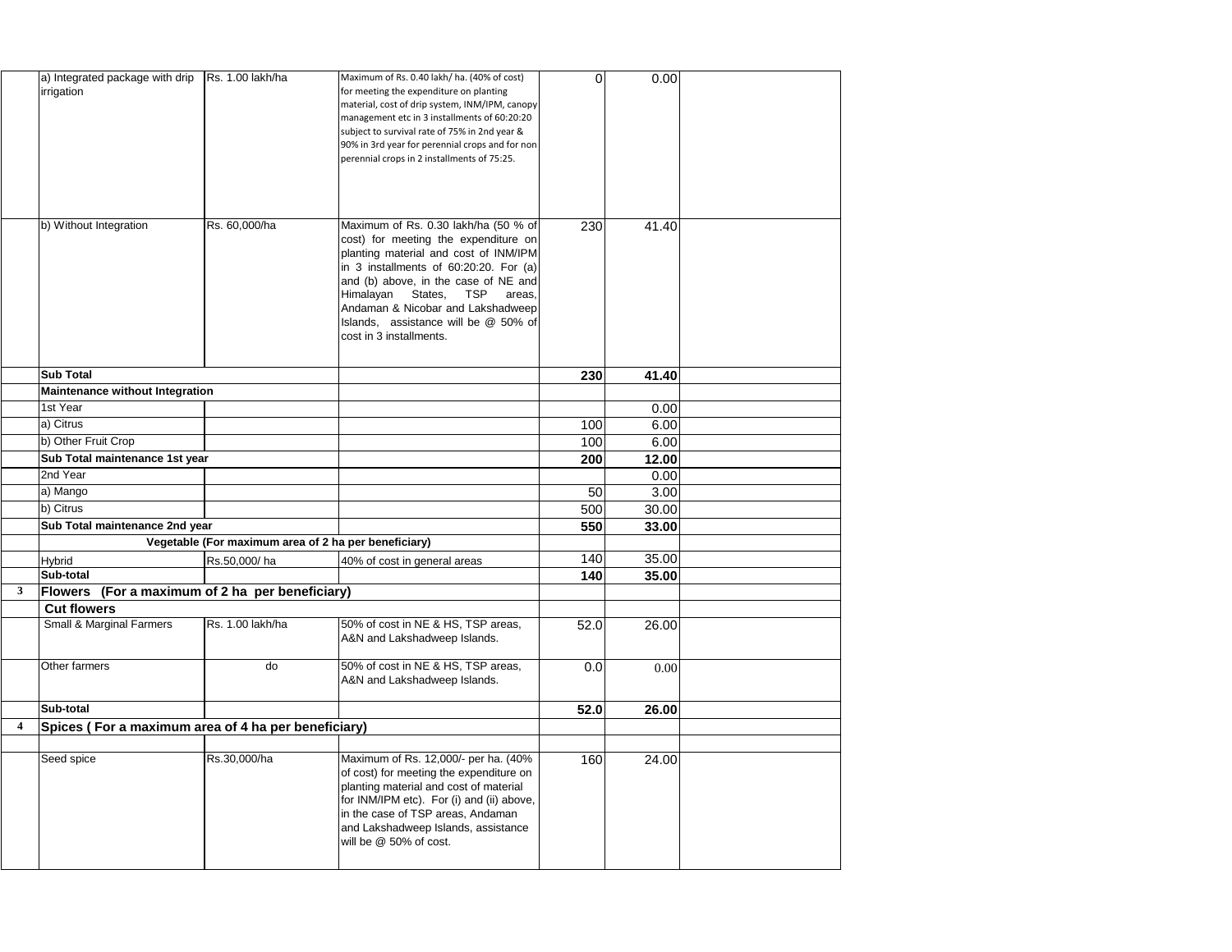| | | | | | | |
|---|---|---|---|---|---|---|
| | a) Integrated package with drip irrigation | Rs. 1.00 lakh/ha | Maximum of Rs. 0.40 lakh/ ha. (40% of cost) for meeting the expenditure on planting material, cost of drip system, INM/IPM, canopy management etc in 3 installments of 60:20:20 subject to survival rate of 75% in 2nd year & 90% in 3rd year for perennial crops and for non perennial crops in 2 installments of 75:25. | 0 | 0.00 | |
| | b) Without Integration | Rs. 60,000/ha | Maximum of Rs. 0.30 lakh/ha (50 % of cost) for meeting the expenditure on planting material and cost of INM/IPM in 3 installments of 60:20:20. For (a) and (b) above, in the case of NE and Himalayan States, TSP areas, Andaman & Nicobar and Lakshadweep Islands, assistance will be @ 50% of cost in 3 installments. | 230 | 41.40 | |
| | **Sub Total** | | | **230** | **41.40** | |
| | **Maintenance without Integration** | | | | | |
| | 1st Year | | | | 0.00 | |
| | a) Citrus | | | 100 | 6.00 | |
| | b) Other Fruit Crop | | | 100 | 6.00 | |
| | **Sub Total maintenance 1st year** | | | **200** | **12.00** | |
| | 2nd Year | | | | 0.00 | |
| | a) Mango | | | 50 | 3.00 | |
| | b) Citrus | | | 500 | 30.00 | |
| | **Sub Total maintenance 2nd year** | | | **550** | **33.00** | |
| | **Vegetable (For maximum area of 2 ha per beneficiary)** | | | | | |
| | Hybrid | Rs.50,000/ ha | 40% of cost in general areas | 140 | 35.00 | |
| | **Sub-total** | | | **140** | **35.00** | |
| **3** | **Flowers (For a maximum of 2 ha per beneficiary)** | | | | | |
| | **Cut flowers** | | | | | |
| | Small & Marginal Farmers | Rs. 1.00 lakh/ha | 50% of cost in NE & HS, TSP areas, A&N and Lakshadweep Islands. | 52.0 | 26.00 | |
| | Other farmers | do | 50% of cost in NE & HS, TSP areas, A&N and Lakshadweep Islands. | 0.0 | 0.00 | |
| | **Sub-total** | | | **52.0** | **26.00** | |
| **4** | **Spices ( For a maximum area of 4 ha per beneficiary)** | | | | | |
| | | | | | | |
| | Seed spice | Rs.30,000/ha | Maximum of Rs. 12,000/- per ha. (40% of cost) for meeting the expenditure on planting material and cost of material for INM/IPM etc). For (i) and (ii) above, in the case of TSP areas, Andaman and Lakshadweep Islands, assistance will be @ 50% of cost. | 160 | 24.00 | |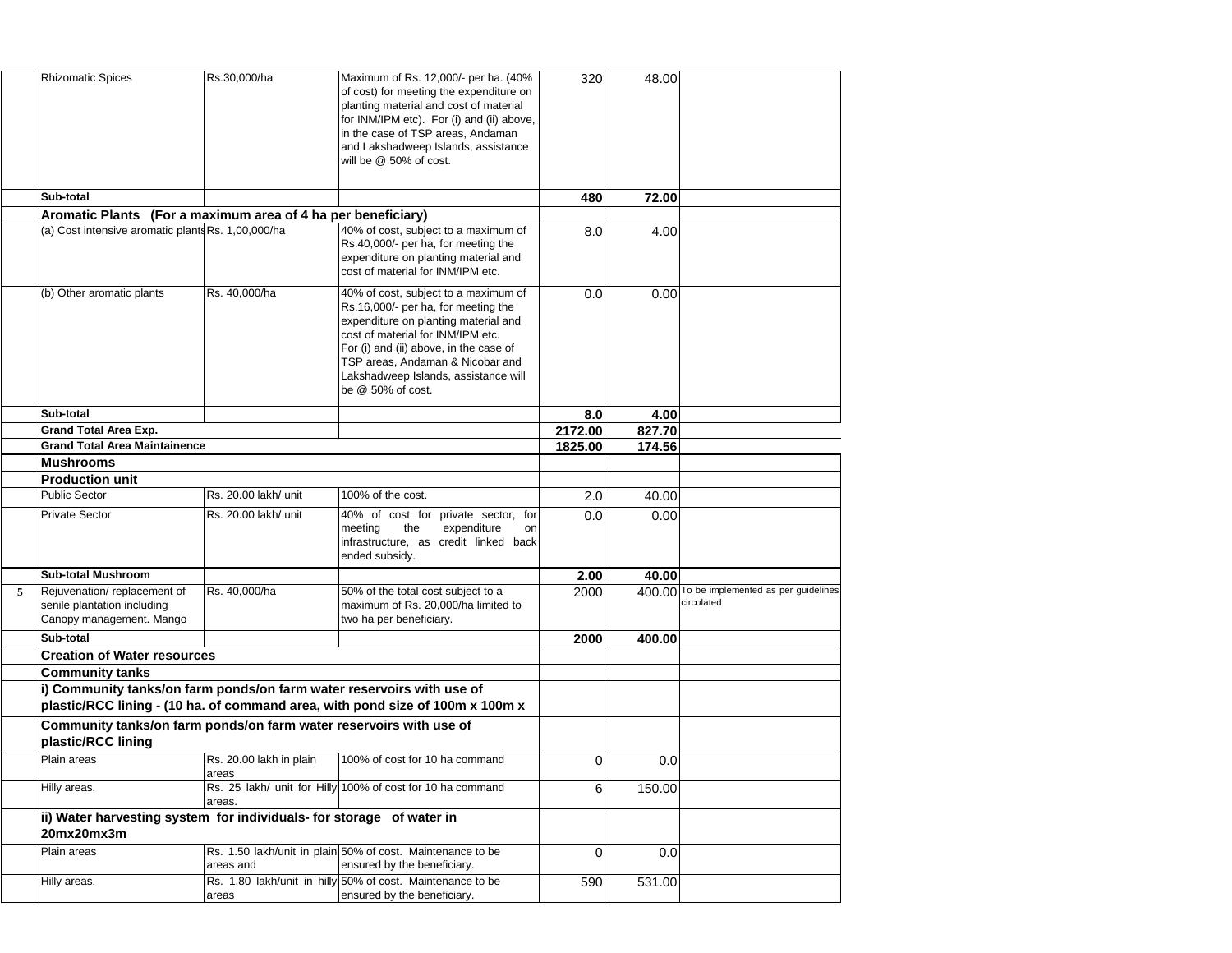| | | | | | | |
|---|---|---|---|---|---|---|
| | Rhizomatic Spices | Rs.30,000/ha | Maximum of Rs. 12,000/- per ha. (40% of cost) for meeting the expenditure on planting material and cost of material for INM/IPM etc). For (i) and (ii) above, in the case of TSP areas, Andaman and Lakshadweep Islands, assistance will be @ 50% of cost. | 320 | 48.00 | |
| | **Sub-total** | | | **480** | **72.00** | |
| | **Aromatic Plants (For a maximum area of 4 ha per beneficiary)** | | | | | |
| | (a) Cost intensive aromatic plants | Rs. 1,00,000/ha | 40% of cost, subject to a maximum of Rs.40,000/- per ha, for meeting the expenditure on planting material and cost of material for INM/IPM etc. | 8.0 | 4.00 | |
| | (b) Other aromatic plants | Rs. 40,000/ha | 40% of cost, subject to a maximum of Rs.16,000/- per ha, for meeting the expenditure on planting material and cost of material for INM/IPM etc. For (i) and (ii) above, in the case of TSP areas, Andaman & Nicobar and Lakshadweep Islands, assistance will be @ 50% of cost. | 0.0 | 0.00 | |
| | **Sub-total** | | | **8.0** | **4.00** | |
| | **Grand Total Area Exp.** | | | **2172.00** | **827.70** | |
| | **Grand Total Area Maintainence** | | | **1825.00** | **174.56** | |
| | **Mushrooms** | | | | | |
| | **Production unit** | | | | | |
| | Public Sector | Rs. 20.00 lakh/ unit | 100% of the cost. | 2.0 | 40.00 | |
| | Private Sector | Rs. 20.00 lakh/ unit | 40% of cost for private sector, for meeting the expenditure on infrastructure, as credit linked back ended subsidy. | 0.0 | 0.00 | |
| | **Sub-total Mushroom** | | | **2.00** | **40.00** | |
| 5 | Rejuvenation/ replacement of senile plantation including Canopy management. Mango | Rs. 40,000/ha | 50% of the total cost subject to a maximum of Rs. 20,000/ha limited to two ha per beneficiary. | 2000 | 400.00 | To be implemented as per guidelines circulated |
| | **Sub-total** | | | **2000** | **400.00** | |
| | **Creation of Water resources** | | | | | |
| | **Community tanks** | | | | | |
| | **i) Community tanks/on farm ponds/on farm water reservoirs with use of plastic/RCC lining - (10 ha. of command area, with pond size of 100m x 100m x** | | | | | |
| | **Community tanks/on farm ponds/on farm water reservoirs with use of plastic/RCC lining** | | | | | |
| | Plain areas | Rs. 20.00 lakh in plain areas | 100% of cost for 10 ha command | 0 | 0.0 | |
| | Hilly areas. | Rs. 25 lakh/ unit for Hilly areas. | 100% of cost for 10 ha command | 6 | 150.00 | |
| | **ii) Water harvesting system for individuals- for storage of water in 20mx20mx3m** | | | | | |
| | Plain areas | Rs. 1.50 lakh/unit in plain areas and | 50% of cost. Maintenance to be ensured by the beneficiary. | 0 | 0.0 | |
| | Hilly areas. | Rs. 1.80 lakh/unit in hilly areas | 50% of cost. Maintenance to be ensured by the beneficiary. | 590 | 531.00 | |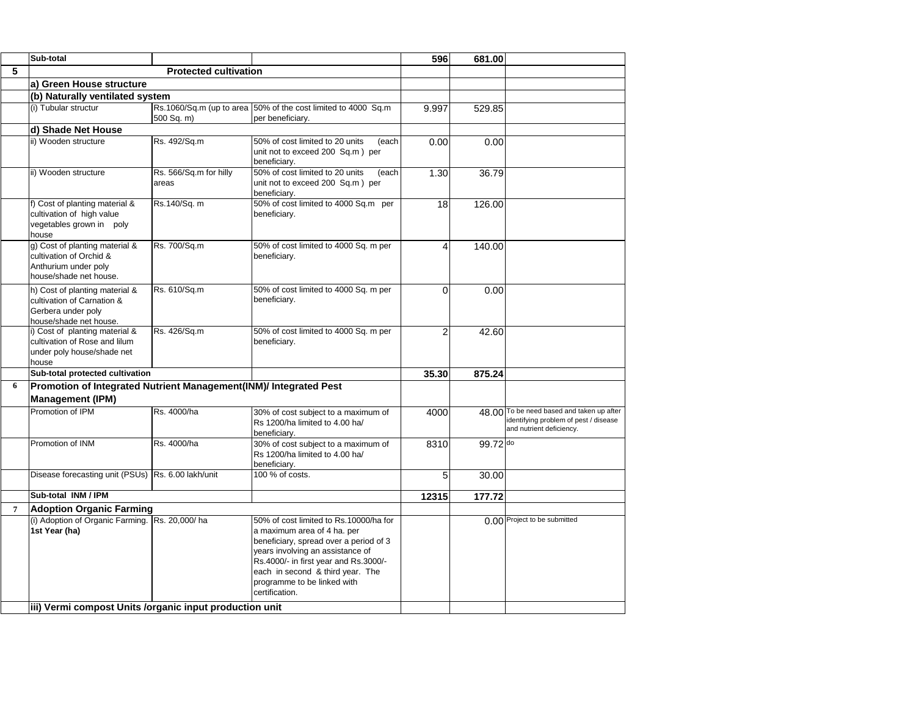| | | | | | | |
|---|---|---|---|---|---|---|
| | **Sub-total** | | | **596** | **681.00** | |
| **5** | **Protected cultivation** | | | | | |
| | **a) Green House structure** | | | | | |
| | **(b) Naturally ventilated system** | | | | | |
| | (i) Tubular structur | Rs.1060/Sq.m (up to area 500 Sq. m) | 50% of the cost limited to 4000 Sq.m per beneficiary. | 9.997 | 529.85 | |
| | **d) Shade Net House** | | | | | |
| | ii) Wooden structure | Rs. 492/Sq.m | 50% of cost limited to 20 units (each unit not to exceed 200 Sq.m ) per beneficiary. | 0.00 | 0.00 | |
| | ii) Wooden structure | Rs. 566/Sq.m for hilly areas | 50% of cost limited to 20 units (each unit not to exceed 200 Sq.m ) per beneficiary. | 1.30 | 36.79 | |
| | f) Cost of planting material & cultivation of high value vegetables grown in poly house | Rs.140/Sq. m | 50% of cost limited to 4000 Sq.m per beneficiary. | 18 | 126.00 | |
| | g) Cost of planting material & cultivation of Orchid & Anthurium under poly house/shade net house. | Rs. 700/Sq.m | 50% of cost limited to 4000 Sq. m per beneficiary. | 4 | 140.00 | |
| | h) Cost of planting material & cultivation of Carnation & Gerbera under poly house/shade net house. | Rs. 610/Sq.m | 50% of cost limited to 4000 Sq. m per beneficiary. | 0 | 0.00 | |
| | i) Cost of planting material & cultivation of Rose and lilum under poly house/shade net house | Rs. 426/Sq.m | 50% of cost limited to 4000 Sq. m per beneficiary. | 2 | 42.60 | |
| | **Sub-total protected cultivation** | | | **35.30** | **875.24** | |
| **6** | **Promotion of Integrated Nutrient Management(INM)/ Integrated Pest Management (IPM)** | | | | | |
| | Promotion of IPM | Rs. 4000/ha | 30% of cost subject to a maximum of Rs 1200/ha limited to 4.00 ha/ beneficiary. | 4000 | 48.00 | To be need based and taken up after identifying problem of pest / disease and nutrient deficiency. |
| | Promotion of INM | Rs. 4000/ha | 30% of cost subject to a maximum of Rs 1200/ha limited to 4.00 ha/ beneficiary. | 8310 | 99.72 | do |
| | Disease forecasting unit (PSUs) | Rs. 6.00 lakh/unit | 100 % of costs. | 5 | 30.00 | |
| | **Sub-total INM / IPM** | | | **12315** | **177.72** | |
| **7** | **Adoption Organic Farming** | | | | | |
| | (i) Adoption of Organic Farming. **1st Year (ha)** | Rs. 20,000/ ha | 50% of cost limited to Rs.10000/ha for a maximum area of 4 ha. per beneficiary, spread over a period of 3 years involving an assistance of Rs.4000/- in first year and Rs.3000/- each in second & third year. The programme to be linked with certification. | | 0.00 | Project to be submitted |
| | **iii) Vermi compost Units /organic input production unit** | | | | | |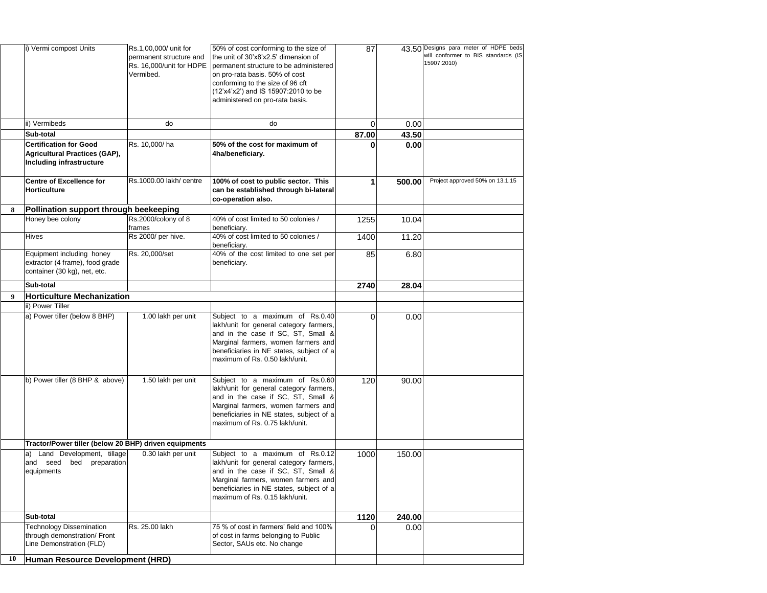| | | | | | | |
|---|---|---|---|---|---|---|
| | i) Vermi compost Units | Rs.1,00,000/ unit for permanent structure and Rs. 16,000/unit for HDPE Vermibed. | 50% of cost conforming to the size of the unit of 30'x8'x2.5' dimension of permanent structure to be administered on pro-rata basis. 50% of cost conforming to the size of 96 cft (12'x4'x2') and IS 15907:2010 to be administered on pro-rata basis. | 87 | 43.50 | Designs para meter of HDPE beds will conformer to BIS standards (IS 15907:2010) |
| | ii) Vermibeds | do | do | 0 | 0.00 | |
| | **Sub-total** | | | **87.00** | **43.50** | |
| | **Certification for Good Agricultural Practices (GAP), Including infrastructure** | Rs. 10,000/ ha | **50% of the cost for maximum of 4ha/beneficiary.** | **0** | **0.00** | |
| | **Centre of Excellence for Horticulture** | Rs.1000.00 lakh/ centre | **100% of cost to public sector. This can be established through bi-lateral co-operation also.** | **1** | **500.00** | Project approved 50% on 13.1.15 |
| **8** | **Pollination support through beekeeping** | | | | | |
| | Honey bee colony | Rs.2000/colony of 8 frames | 40% of cost limited to 50 colonies / beneficiary. | 1255 | 10.04 | |
| | Hives | Rs 2000/ per hive. | 40% of cost limited to 50 colonies / beneficiary. | 1400 | 11.20 | |
| | Equipment including honey extractor (4 frame), food grade container (30 kg), net, etc. | Rs. 20,000/set | 40% of the cost limited to one set per beneficiary. | 85 | 6.80 | |
| | **Sub-total** | | | **2740** | **28.04** | |
| **9** | **Horticulture Mechanization** | | | | | |
| | ii) Power Tiller | | | | | |
| | a) Power tiller (below 8 BHP) | 1.00 lakh per unit | Subject to a maximum of Rs.0.40 lakh/unit for general category farmers, and in the case if SC, ST, Small & Marginal farmers, women farmers and beneficiaries in NE states, subject of a maximum of Rs. 0.50 lakh/unit. | 0 | 0.00 | |
| | b) Power tiller (8 BHP & above) | 1.50 lakh per unit | Subject to a maximum of Rs.0.60 lakh/unit for general category farmers, and in the case if SC, ST, Small & Marginal farmers, women farmers and beneficiaries in NE states, subject of a maximum of Rs. 0.75 lakh/unit. | 120 | 90.00 | |
| | **Tractor/Power tiller (below 20 BHP) driven equipments** | | | | | |
| | a) Land Development, tillage and seed bed preparation equipments | 0.30 lakh per unit | Subject to a maximum of Rs.0.12 lakh/unit for general category farmers, and in the case if SC, ST, Small & Marginal farmers, women farmers and beneficiaries in NE states, subject of a maximum of Rs. 0.15 lakh/unit. | 1000 | 150.00 | |
| | **Sub-total** | | | **1120** | **240.00** | |
| | Technology Dissemination through demonstration/ Front Line Demonstration (FLD) | Rs. 25.00 lakh | 75 % of cost in farmers' field and 100% of cost in farms belonging to Public Sector, SAUs etc. No change | 0 | 0.00 | |
| **10** | **Human Resource Development (HRD)** | | | | | |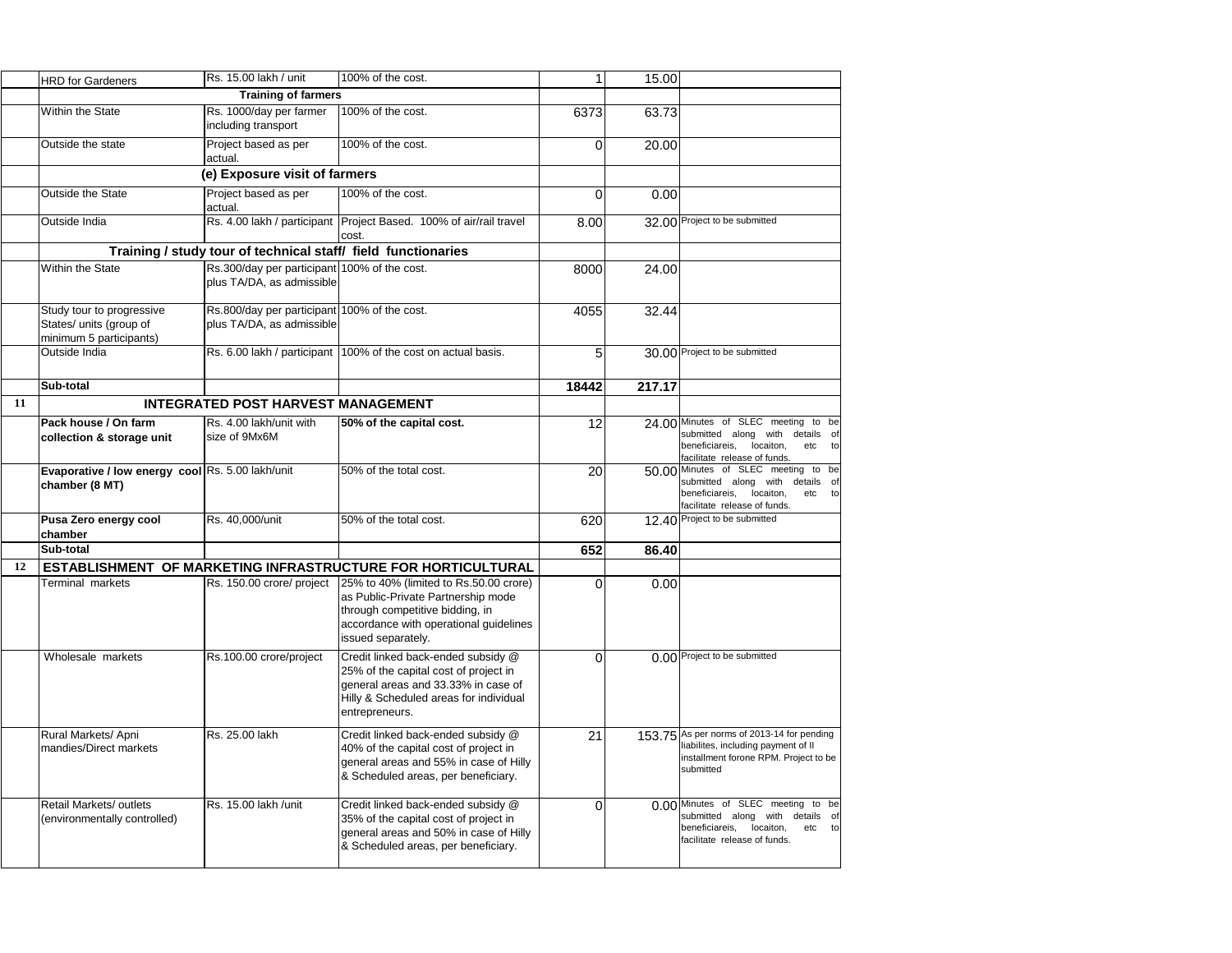| | | | | | | |
|---|---|---|---|---|---|---|
| | HRD for Gardeners | Rs. 15.00 lakh / unit | 100% of the cost. | 1 | 15.00 | |
| | | **Training of farmers** | | | | |
| | Within the State | Rs. 1000/day per farmer including transport | 100% of the cost. | 6373 | 63.73 | |
| | Outside the state | Project based as per actual. | 100% of the cost. | 0 | 20.00 | |
| | | **(e) Exposure visit of farmers** | | | | |
| | Outside the State | Project based as per actual. | 100% of the cost. | 0 | 0.00 | |
| | Outside India | Rs. 4.00 lakh / participant | Project Based. 100% of air/rail travel cost. | 8.00 | 32.00 | Project to be submitted |
| | | **Training / study tour of technical staff/ field functionaries** | | | | |
| | Within the State | Rs.300/day per participant plus TA/DA, as admissible | 100% of the cost. | 8000 | 24.00 | |
| | Study tour to progressive States/ units (group of minimum 5 participants) | Rs.800/day per participant plus TA/DA, as admissible | 100% of the cost. | 4055 | 32.44 | |
| | Outside India | Rs. 6.00 lakh / participant | 100% of the cost on actual basis. | 5 | 30.00 | Project to be submitted |
| | **Sub-total** | | | **18442** | **217.17** | |
| **11** | | **INTEGRATED POST HARVEST MANAGEMENT** | | | | |
| | **Pack house / On farm collection & storage unit** | Rs. 4.00 lakh/unit with size of 9Mx6M | **50% of the capital cost.** | 12 | 24.00 | Minutes of SLEC meeting to be submitted along with details of beneficiareis, locaiton, etc to facilitate release of funds. |
| | **Evaporative / low energy cool chamber (8 MT)** | Rs. 5.00 lakh/unit | 50% of the total cost. | 20 | 50.00 | Minutes of SLEC meeting to be submitted along with details of beneficiareis, locaiton, etc to facilitate release of funds. |
| | **Pusa Zero energy cool chamber** | Rs. 40,000/unit | 50% of the total cost. | 620 | 12.40 | Project to be submitted |
| | **Sub-total** | | | **652** | **86.40** | |
| **12** | **ESTABLISHMENT OF MARKETING INFRASTRUCTURE FOR HORTICULTURAL** | | | | | |
| | Terminal markets | Rs. 150.00 crore/ project | 25% to 40% (limited to Rs.50.00 crore) as Public-Private Partnership mode through competitive bidding, in accordance with operational guidelines issued separately. | 0 | 0.00 | |
| | Wholesale markets | Rs.100.00 crore/project | Credit linked back-ended subsidy @ 25% of the capital cost of project in general areas and 33.33% in case of Hilly & Scheduled areas for individual entrepreneurs. | 0 | 0.00 | Project to be submitted |
| | Rural Markets/ Apni mandies/Direct markets | Rs. 25.00 lakh | Credit linked back-ended subsidy @ 40% of the capital cost of project in general areas and 55% in case of Hilly & Scheduled areas, per beneficiary. | 21 | 153.75 | As per norms of 2013-14 for pending liabilites, including payment of II installment forone RPM. Project to be submitted |
| | Retail Markets/ outlets (environmentally controlled) | Rs. 15.00 lakh /unit | Credit linked back-ended subsidy @ 35% of the capital cost of project in general areas and 50% in case of Hilly & Scheduled areas, per beneficiary. | 0 | 0.00 | Minutes of SLEC meeting to be submitted along with details of beneficiareis, locaiton, etc to facilitate release of funds. |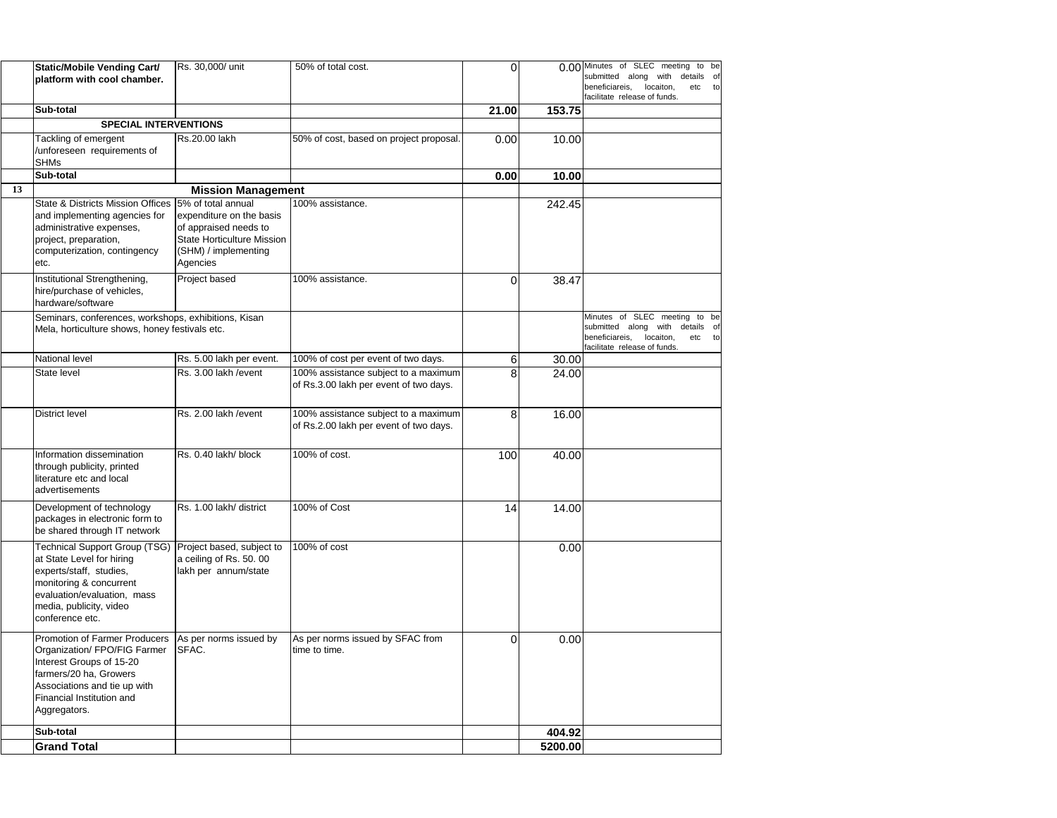| | | | | | | |
|---|---|---|---|---|---|---|
| | **Static/Mobile Vending Cart/ platform with cool chamber.** | Rs. 30,000/ unit | 50% of total cost. | 0 | 0.00 | Minutes of SLEC meeting to be submitted along with details of beneficiareis, locaiton, etc to facilitate release of funds. |
| | **Sub-total** | | | **21.00** | **153.75** | |
| | **SPECIAL INTERVENTIONS** | | | | | |
| | Tackling of emergent /unforeseen requirements of SHMs | Rs.20.00 lakh | 50% of cost, based on project proposal. | 0.00 | 10.00 | |
| | **Sub-total** | | | **0.00** | **10.00** | |
| **13** | **Mission Management** | | | | | |
| | State & Districts Mission Offices and implementing agencies for administrative expenses, project, preparation, computerization, contingency etc. | 5% of total annual expenditure on the basis of appraised needs to State Horticulture Mission (SHM) / implementing Agencies | 100% assistance. | | 242.45 | |
| | Institutional Strengthening, hire/purchase of vehicles, hardware/software | Project based | 100% assistance. | 0 | 38.47 | |
| | Seminars, conferences, workshops, exhibitions, Kisan Mela, horticulture shows, honey festivals etc. | | | | | Minutes of SLEC meeting to be submitted along with details of beneficiareis, locaiton, etc to facilitate release of funds. |
| | National level | Rs. 5.00 lakh per event. | 100% of cost per event of two days. | 6 | 30.00 | |
| | State level | Rs. 3.00 lakh /event | 100% assistance subject to a maximum of Rs.3.00 lakh per event of two days. | 8 | 24.00 | |
| | District level | Rs. 2.00 lakh /event | 100% assistance subject to a maximum of Rs.2.00 lakh per event of two days. | 8 | 16.00 | |
| | Information dissemination through publicity, printed literature etc and local advertisements | Rs. 0.40 lakh/ block | 100% of cost. | 100 | 40.00 | |
| | Development of technology packages in electronic form to be shared through IT network | Rs. 1.00 lakh/ district | 100% of Cost | 14 | 14.00 | |
| | Technical Support Group (TSG) at State Level for hiring experts/staff, studies, monitoring & concurrent evaluation/evaluation, mass media, publicity, video conference etc. | Project based, subject to a ceiling of Rs. 50. 00 lakh per annum/state | 100% of cost | | 0.00 | |
| | Promotion of Farmer Producers Organization/ FPO/FIG Farmer Interest Groups of 15-20 farmers/20 ha, Growers Associations and tie up with Financial Institution and Aggregators. | As per norms issued by SFAC. | As per norms issued by SFAC from time to time. | 0 | 0.00 | |
| | **Sub-total** | | | | **404.92** | |
| | **Grand Total** | | | | **5200.00** | |